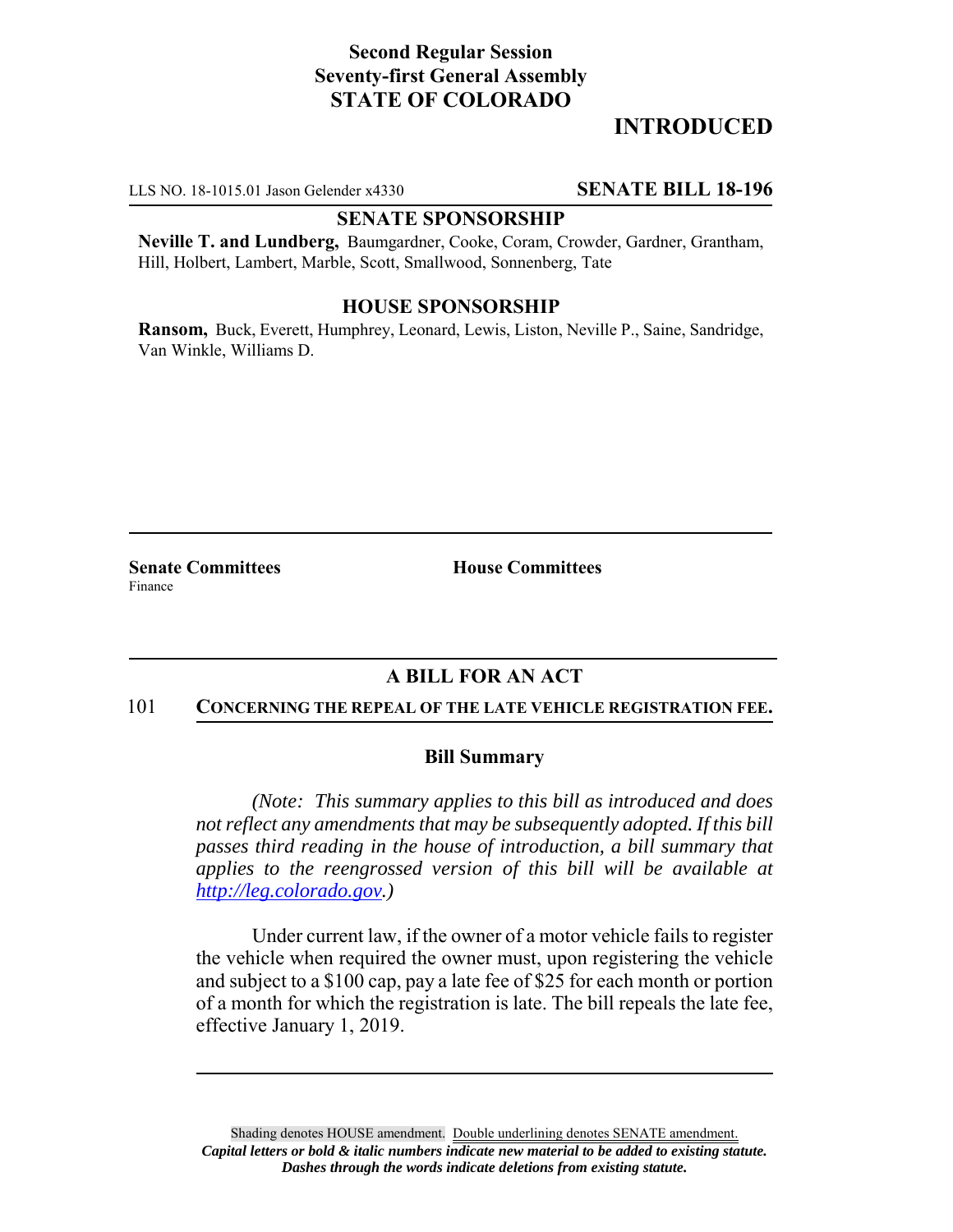**Second Regular Session**
**Seventy-first General Assembly**
**STATE OF COLORADO**

# INTRODUCED

LLS NO. 18-1015.01 Jason Gelender x4330 **SENATE BILL 18-196**

**SENATE SPONSORSHIP**

**Neville T. and Lundberg,** Baumgardner, Cooke, Coram, Crowder, Gardner, Grantham, Hill, Holbert, Lambert, Marble, Scott, Smallwood, Sonnenberg, Tate

**HOUSE SPONSORSHIP**

**Ransom,** Buck, Everett, Humphrey, Leonard, Lewis, Liston, Neville P., Saine, Sandridge, Van Winkle, Williams D.

**Senate Committees**
Finance

**House Committees**

## A BILL FOR AN ACT

101 **CONCERNING THE REPEAL OF THE LATE VEHICLE REGISTRATION FEE.**

### Bill Summary

*(Note: This summary applies to this bill as introduced and does not reflect any amendments that may be subsequently adopted. If this bill passes third reading in the house of introduction, a bill summary that applies to the reengrossed version of this bill will be available at http://leg.colorado.gov.)*

Under current law, if the owner of a motor vehicle fails to register the vehicle when required the owner must, upon registering the vehicle and subject to a $100 cap, pay a late fee of $25 for each month or portion of a month for which the registration is late. The bill repeals the late fee, effective January 1, 2019.

Shading denotes HOUSE amendment. Double underlining denotes SENATE amendment.
*Capital letters or bold & italic numbers indicate new material to be added to existing statute.*
*Dashes through the words indicate deletions from existing statute.*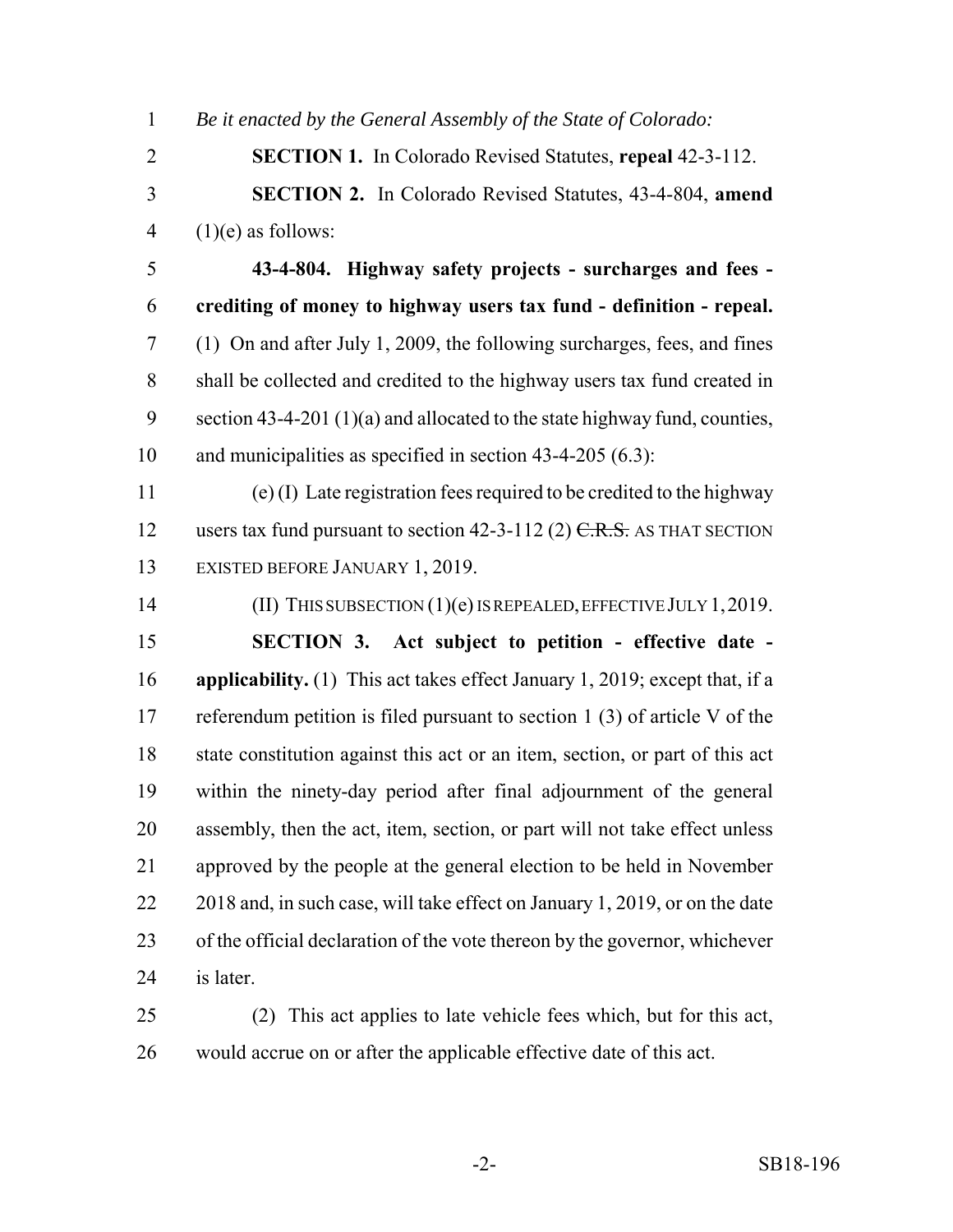*Be it enacted by the General Assembly of the State of Colorado:*

**SECTION 1.** In Colorado Revised Statutes, **repeal** 42-3-112.

**SECTION 2.** In Colorado Revised Statutes, 43-4-804, **amend** (1)(e) as follows:

**43-4-804. Highway safety projects - surcharges and fees - crediting of money to highway users tax fund - definition - repeal.** (1) On and after July 1, 2009, the following surcharges, fees, and fines shall be collected and credited to the highway users tax fund created in section 43-4-201 (1)(a) and allocated to the state highway fund, counties, and municipalities as specified in section 43-4-205 (6.3):

(e) (I) Late registration fees required to be credited to the highway users tax fund pursuant to section 42-3-112 (2) ~~C.R.S.~~ AS THAT SECTION EXISTED BEFORE JANUARY 1, 2019.

(II) THIS SUBSECTION (1)(e) IS REPEALED, EFFECTIVE JULY 1, 2019.

**SECTION 3. Act subject to petition - effective date - applicability.** (1) This act takes effect January 1, 2019; except that, if a referendum petition is filed pursuant to section 1 (3) of article V of the state constitution against this act or an item, section, or part of this act within the ninety-day period after final adjournment of the general assembly, then the act, item, section, or part will not take effect unless approved by the people at the general election to be held in November 2018 and, in such case, will take effect on January 1, 2019, or on the date of the official declaration of the vote thereon by the governor, whichever is later.

(2) This act applies to late vehicle fees which, but for this act, would accrue on or after the applicable effective date of this act.